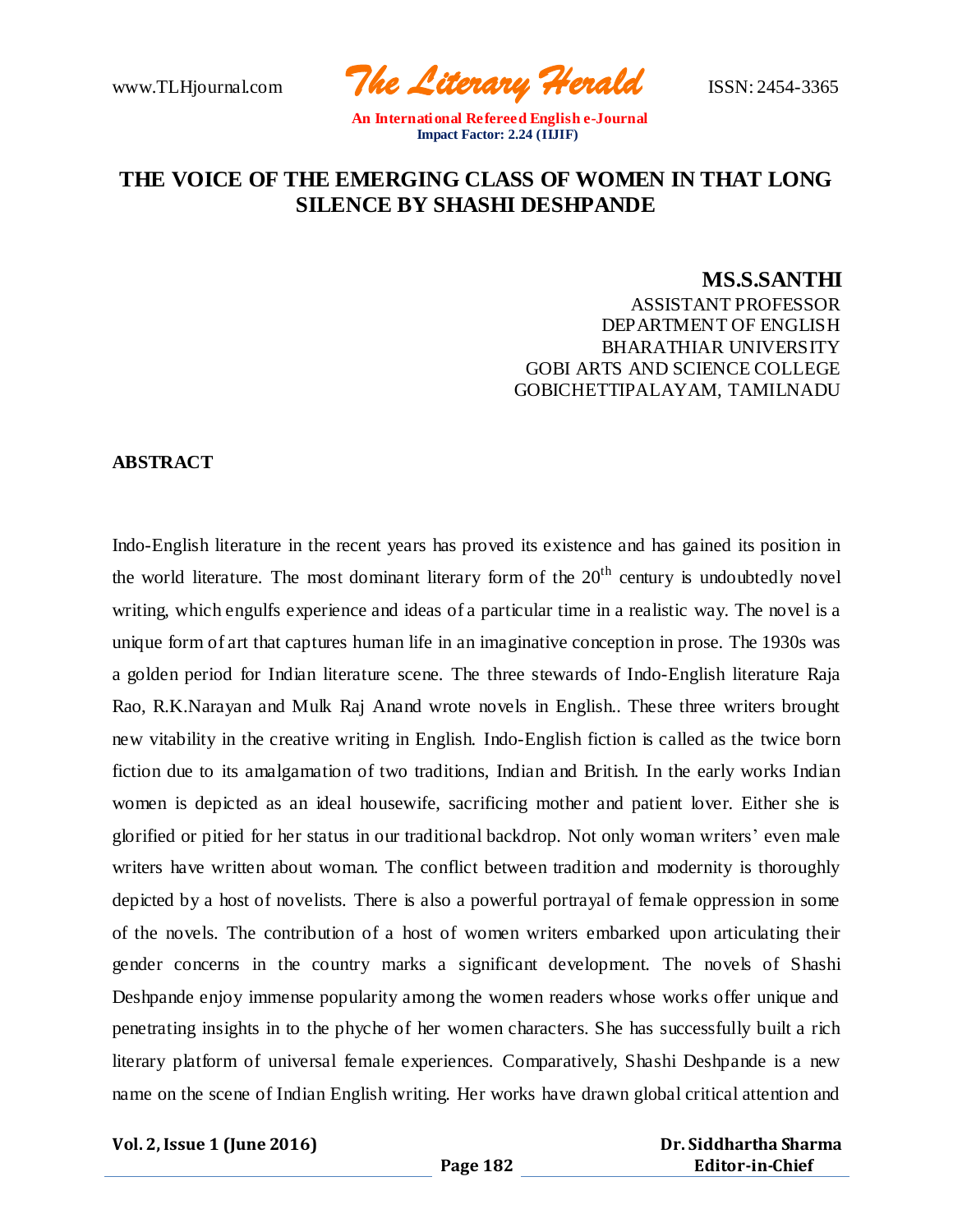# THE VOICE OF THE EMERGING CLASS OF WOMEN IN THAT LONG SILENCE BY SHASHI DESHPANDE

**MS.S.SANTHI**
ASSISTANT PROFESSOR
DEPARTMENT OF ENGLISH
BHARATHIAR UNIVERSITY
GOBI ARTS AND SCIENCE COLLEGE
GOBICHETTIPALAYAM, TAMILNADU

## ABSTRACT

Indo-English literature in the recent years has proved its existence and has gained its position in the world literature. The most dominant literary form of the 20th century is undoubtedly novel writing, which engulfs experience and ideas of a particular time in a realistic way. The novel is a unique form of art that captures human life in an imaginative conception in prose. The 1930s was a golden period for Indian literature scene. The three stewards of Indo-English literature Raja Rao, R.K.Narayan and Mulk Raj Anand wrote novels in English.. These three writers brought new vitability in the creative writing in English. Indo-English fiction is called as the twice born fiction due to its amalgamation of two traditions, Indian and British. In the early works Indian women is depicted as an ideal housewife, sacrificing mother and patient lover. Either she is glorified or pitied for her status in our traditional backdrop. Not only woman writers' even male writers have written about woman. The conflict between tradition and modernity is thoroughly depicted by a host of novelists. There is also a powerful portrayal of female oppression in some of the novels. The contribution of a host of women writers embarked upon articulating their gender concerns in the country marks a significant development. The novels of Shashi Deshpande enjoy immense popularity among the women readers whose works offer unique and penetrating insights in to the phyche of her women characters. She has successfully built a rich literary platform of universal female experiences. Comparatively, Shashi Deshpande is a new name on the scene of Indian English writing. Her works have drawn global critical attention and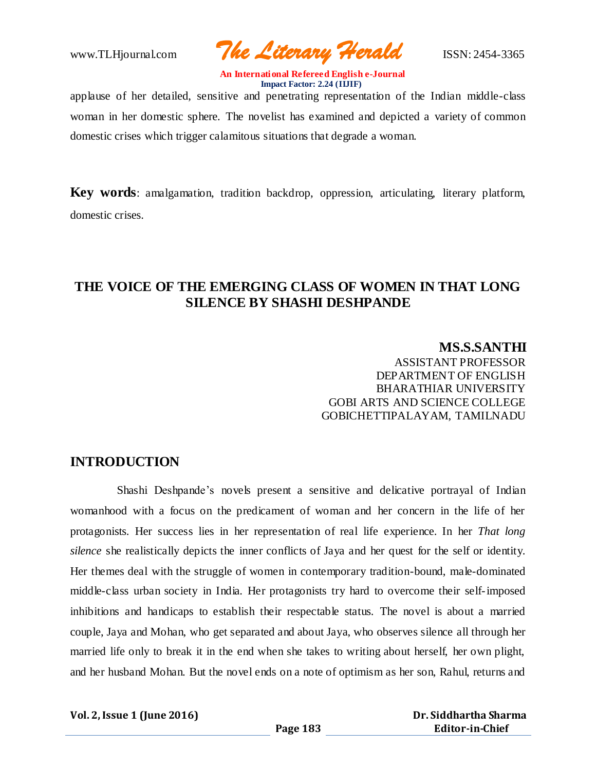applause of her detailed, sensitive and penetrating representation of the Indian middle-class woman in her domestic sphere. The novelist has examined and depicted a variety of common domestic crises which trigger calamitous situations that degrade a woman.

**Key words**: amalgamation, tradition backdrop, oppression, articulating, literary platform, domestic crises.

## THE VOICE OF THE EMERGING CLASS OF WOMEN IN THAT LONG SILENCE BY SHASHI DESHPANDE

**MS.S.SANTHI**
ASSISTANT PROFESSOR
DEPARTMENT OF ENGLISH
BHARATHIAR UNIVERSITY
GOBI ARTS AND SCIENCE COLLEGE
GOBICHETTIPALAYAM, TAMILNADU

## INTRODUCTION

Shashi Deshpande's novels present a sensitive and delicative portrayal of Indian womanhood with a focus on the predicament of woman and her concern in the life of her protagonists. Her success lies in her representation of real life experience. In her *That long silence* she realistically depicts the inner conflicts of Jaya and her quest for the self or identity. Her themes deal with the struggle of women in contemporary tradition-bound, male-dominated middle-class urban society in India. Her protagonists try hard to overcome their self-imposed inhibitions and handicaps to establish their respectable status. The novel is about a married couple, Jaya and Mohan, who get separated and about Jaya, who observes silence all through her married life only to break it in the end when she takes to writing about herself, her own plight, and her husband Mohan. But the novel ends on a note of optimism as her son, Rahul, returns and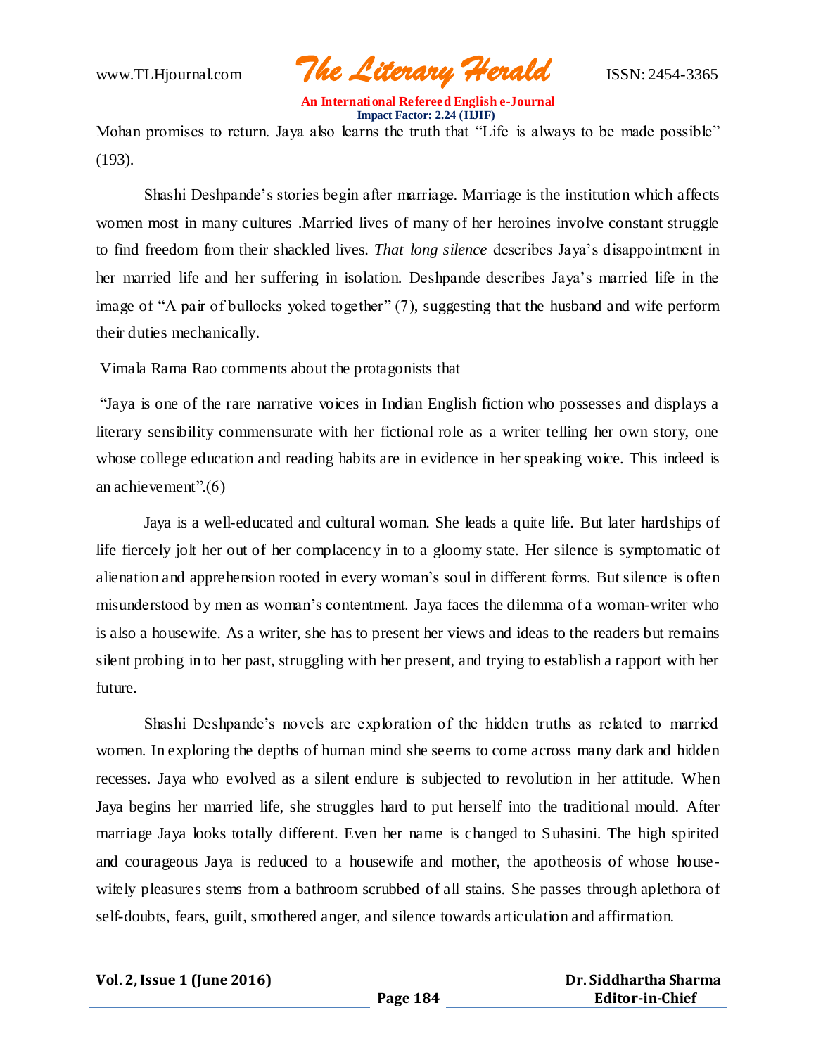Mohan promises to return. Jaya also learns the truth that "Life is always to be made possible" (193).

Shashi Deshpande's stories begin after marriage. Marriage is the institution which affects women most in many cultures .Married lives of many of her heroines involve constant struggle to find freedom from their shackled lives. *That long silence* describes Jaya's disappointment in her married life and her suffering in isolation. Deshpande describes Jaya's married life in the image of "A pair of bullocks yoked together" (7), suggesting that the husband and wife perform their duties mechanically.

Vimala Rama Rao comments about the protagonists that

"Jaya is one of the rare narrative voices in Indian English fiction who possesses and displays a literary sensibility commensurate with her fictional role as a writer telling her own story, one whose college education and reading habits are in evidence in her speaking voice. This indeed is an achievement".(6)

Jaya is a well-educated and cultural woman. She leads a quite life. But later hardships of life fiercely jolt her out of her complacency in to a gloomy state. Her silence is symptomatic of alienation and apprehension rooted in every woman's soul in different forms. But silence is often misunderstood by men as woman's contentment. Jaya faces the dilemma of a woman-writer who is also a housewife. As a writer, she has to present her views and ideas to the readers but remains silent probing in to her past, struggling with her present, and trying to establish a rapport with her future.

Shashi Deshpande's novels are exploration of the hidden truths as related to married women. In exploring the depths of human mind she seems to come across many dark and hidden recesses. Jaya who evolved as a silent endure is subjected to revolution in her attitude. When Jaya begins her married life, she struggles hard to put herself into the traditional mould. After marriage Jaya looks totally different. Even her name is changed to Suhasini. The high spirited and courageous Jaya is reduced to a housewife and mother, the apotheosis of whose house-wifely pleasures stems from a bathroom scrubbed of all stains. She passes through aplethora of self-doubts, fears, guilt, smothered anger, and silence towards articulation and affirmation.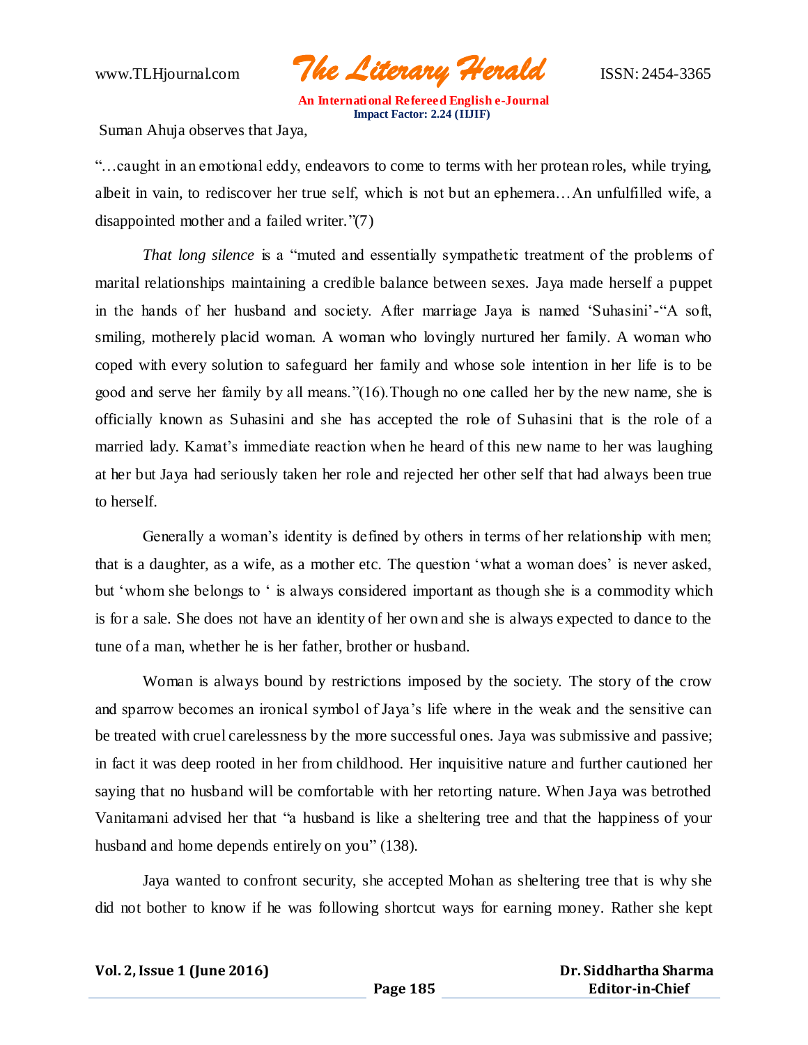Suman Ahuja observes that Jaya,

"…caught in an emotional eddy, endeavors to come to terms with her protean roles, while trying, albeit in vain, to rediscover her true self, which is not but an ephemera…An unfulfilled wife, a disappointed mother and a failed writer."(7)

*That long silence* is a "muted and essentially sympathetic treatment of the problems of marital relationships maintaining a credible balance between sexes. Jaya made herself a puppet in the hands of her husband and society. After marriage Jaya is named 'Suhasini'-"A soft, smiling, motherely placid woman. A woman who lovingly nurtured her family. A woman who coped with every solution to safeguard her family and whose sole intention in her life is to be good and serve her family by all means."(16).Though no one called her by the new name, she is officially known as Suhasini and she has accepted the role of Suhasini that is the role of a married lady. Kamat's immediate reaction when he heard of this new name to her was laughing at her but Jaya had seriously taken her role and rejected her other self that had always been true to herself.

Generally a woman's identity is defined by others in terms of her relationship with men; that is a daughter, as a wife, as a mother etc. The question 'what a woman does' is never asked, but 'whom she belongs to ' is always considered important as though she is a commodity which is for a sale. She does not have an identity of her own and she is always expected to dance to the tune of a man, whether he is her father, brother or husband.

Woman is always bound by restrictions imposed by the society. The story of the crow and sparrow becomes an ironical symbol of Jaya's life where in the weak and the sensitive can be treated with cruel carelessness by the more successful ones. Jaya was submissive and passive; in fact it was deep rooted in her from childhood. Her inquisitive nature and further cautioned her saying that no husband will be comfortable with her retorting nature. When Jaya was betrothed Vanitamani advised her that "a husband is like a sheltering tree and that the happiness of your husband and home depends entirely on you" (138).

Jaya wanted to confront security, she accepted Mohan as sheltering tree that is why she did not bother to know if he was following shortcut ways for earning money. Rather she kept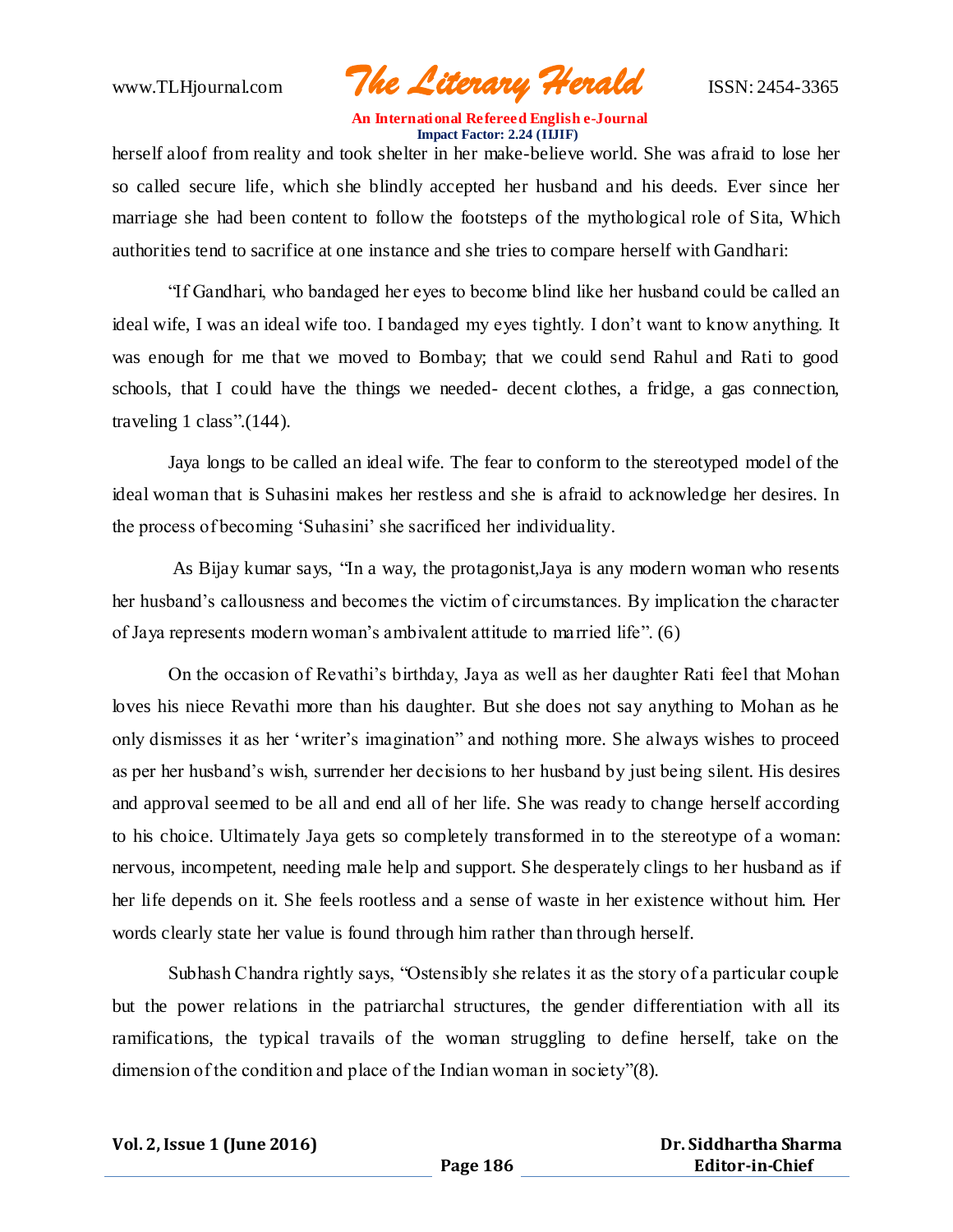herself aloof from reality and took shelter in her make-believe world. She was afraid to lose her so called secure life, which she blindly accepted her husband and his deeds. Ever since her marriage she had been content to follow the footsteps of the mythological role of Sita, Which authorities tend to sacrifice at one instance and she tries to compare herself with Gandhari:

"If Gandhari, who bandaged her eyes to become blind like her husband could be called an ideal wife, I was an ideal wife too. I bandaged my eyes tightly. I don't want to know anything. It was enough for me that we moved to Bombay; that we could send Rahul and Rati to good schools, that I could have the things we needed- decent clothes, a fridge, a gas connection, traveling 1 class".(144).

Jaya longs to be called an ideal wife. The fear to conform to the stereotyped model of the ideal woman that is Suhasini makes her restless and she is afraid to acknowledge her desires. In the process of becoming 'Suhasini' she sacrificed her individuality.

As Bijay kumar says, "In a way, the protagonist,Jaya is any modern woman who resents her husband's callousness and becomes the victim of circumstances. By implication the character of Jaya represents modern woman's ambivalent attitude to married life". (6)

On the occasion of Revathi's birthday, Jaya as well as her daughter Rati feel that Mohan loves his niece Revathi more than his daughter. But she does not say anything to Mohan as he only dismisses it as her 'writer's imagination" and nothing more. She always wishes to proceed as per her husband's wish, surrender her decisions to her husband by just being silent. His desires and approval seemed to be all and end all of her life. She was ready to change herself according to his choice. Ultimately Jaya gets so completely transformed in to the stereotype of a woman: nervous, incompetent, needing male help and support. She desperately clings to her husband as if her life depends on it. She feels rootless and a sense of waste in her existence without him. Her words clearly state her value is found through him rather than through herself.

Subhash Chandra rightly says, "Ostensibly she relates it as the story of a particular couple but the power relations in the patriarchal structures, the gender differentiation with all its ramifications, the typical travails of the woman struggling to define herself, take on the dimension of the condition and place of the Indian woman in society"(8).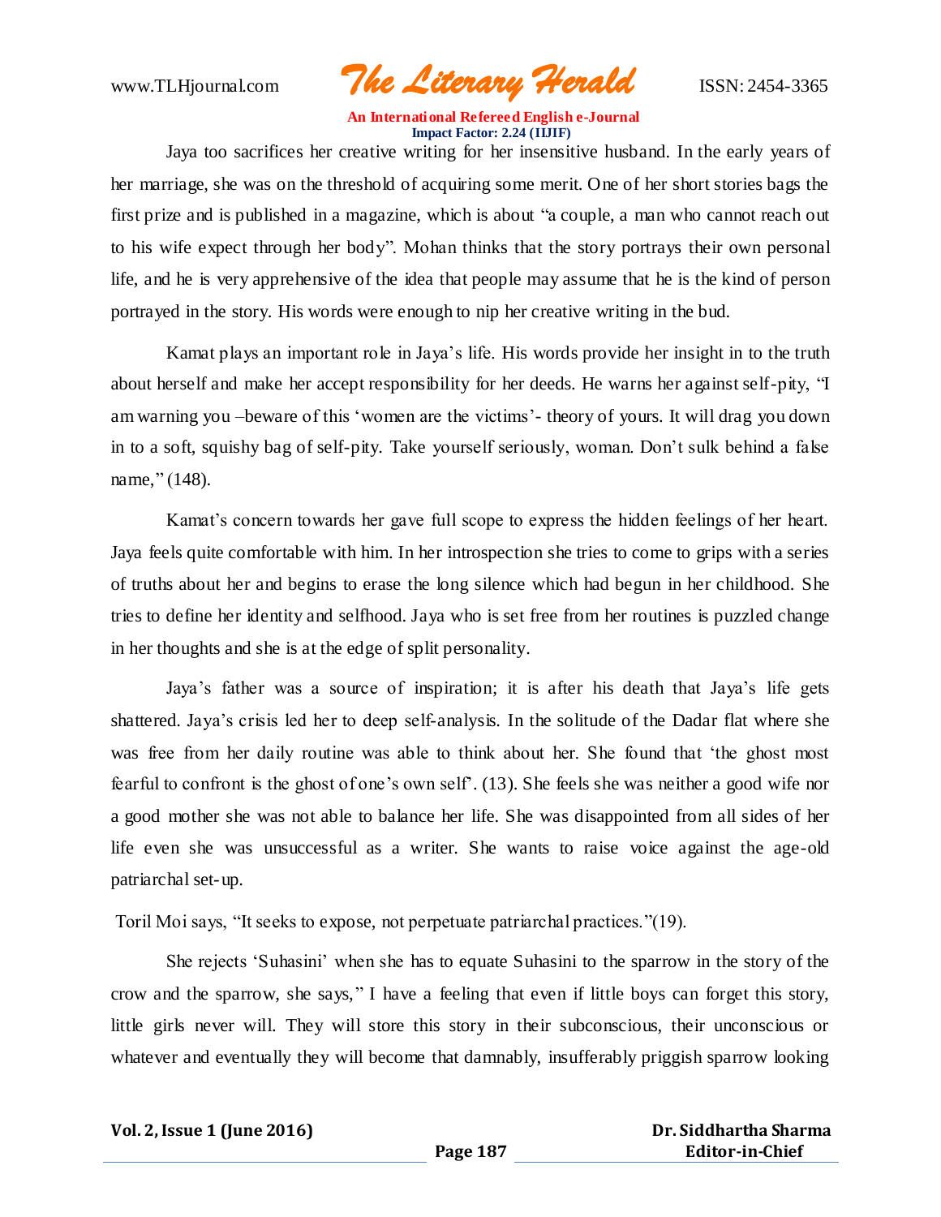Jaya too sacrifices her creative writing for her insensitive husband. In the early years of her marriage, she was on the threshold of acquiring some merit. One of her short stories bags the first prize and is published in a magazine, which is about "a couple, a man who cannot reach out to his wife expect through her body". Mohan thinks that the story portrays their own personal life, and he is very apprehensive of the idea that people may assume that he is the kind of person portrayed in the story. His words were enough to nip her creative writing in the bud.

Kamat plays an important role in Jaya's life. His words provide her insight in to the truth about herself and make her accept responsibility for her deeds. He warns her against self-pity, "I am warning you –beware of this 'women are the victims'- theory of yours. It will drag you down in to a soft, squishy bag of self-pity. Take yourself seriously, woman. Don't sulk behind a false name," (148).

Kamat's concern towards her gave full scope to express the hidden feelings of her heart. Jaya feels quite comfortable with him. In her introspection she tries to come to grips with a series of truths about her and begins to erase the long silence which had begun in her childhood. She tries to define her identity and selfhood. Jaya who is set free from her routines is puzzled change in her thoughts and she is at the edge of split personality.

Jaya's father was a source of inspiration; it is after his death that Jaya's life gets shattered. Jaya's crisis led her to deep self-analysis. In the solitude of the Dadar flat where she was free from her daily routine was able to think about her. She found that 'the ghost most fearful to confront is the ghost of one's own self'. (13). She feels she was neither a good wife nor a good mother she was not able to balance her life. She was disappointed from all sides of her life even she was unsuccessful as a writer. She wants to raise voice against the age-old patriarchal set-up.

Toril Moi says, "It seeks to expose, not perpetuate patriarchal practices."(19).

She rejects 'Suhasini' when she has to equate Suhasini to the sparrow in the story of the crow and the sparrow, she says," I have a feeling that even if little boys can forget this story, little girls never will. They will store this story in their subconscious, their unconscious or whatever and eventually they will become that damnably, insufferably priggish sparrow looking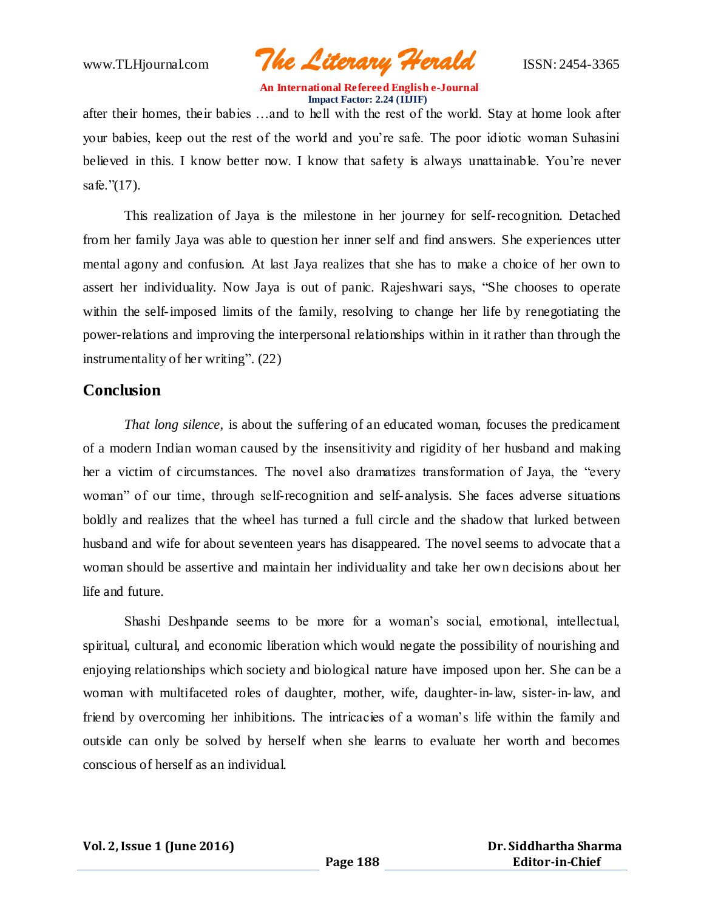after their homes, their babies …and to hell with the rest of the world. Stay at home look after your babies, keep out the rest of the world and you're safe. The poor idiotic woman Suhasini believed in this. I know better now. I know that safety is always unattainable. You're never safe."(17).

This realization of Jaya is the milestone in her journey for self-recognition. Detached from her family Jaya was able to question her inner self and find answers. She experiences utter mental agony and confusion. At last Jaya realizes that she has to make a choice of her own to assert her individuality. Now Jaya is out of panic. Rajeshwari says, "She chooses to operate within the self-imposed limits of the family, resolving to change her life by renegotiating the power-relations and improving the interpersonal relationships within in it rather than through the instrumentality of her writing". (22)

## Conclusion

*That long silence*, is about the suffering of an educated woman, focuses the predicament of a modern Indian woman caused by the insensitivity and rigidity of her husband and making her a victim of circumstances. The novel also dramatizes transformation of Jaya, the "every woman" of our time, through self-recognition and self-analysis. She faces adverse situations boldly and realizes that the wheel has turned a full circle and the shadow that lurked between husband and wife for about seventeen years has disappeared. The novel seems to advocate that a woman should be assertive and maintain her individuality and take her own decisions about her life and future.

Shashi Deshpande seems to be more for a woman's social, emotional, intellectual, spiritual, cultural, and economic liberation which would negate the possibility of nourishing and enjoying relationships which society and biological nature have imposed upon her. She can be a woman with multifaceted roles of daughter, mother, wife, daughter-in-law, sister-in-law, and friend by overcoming her inhibitions. The intricacies of a woman's life within the family and outside can only be solved by herself when she learns to evaluate her worth and becomes conscious of herself as an individual.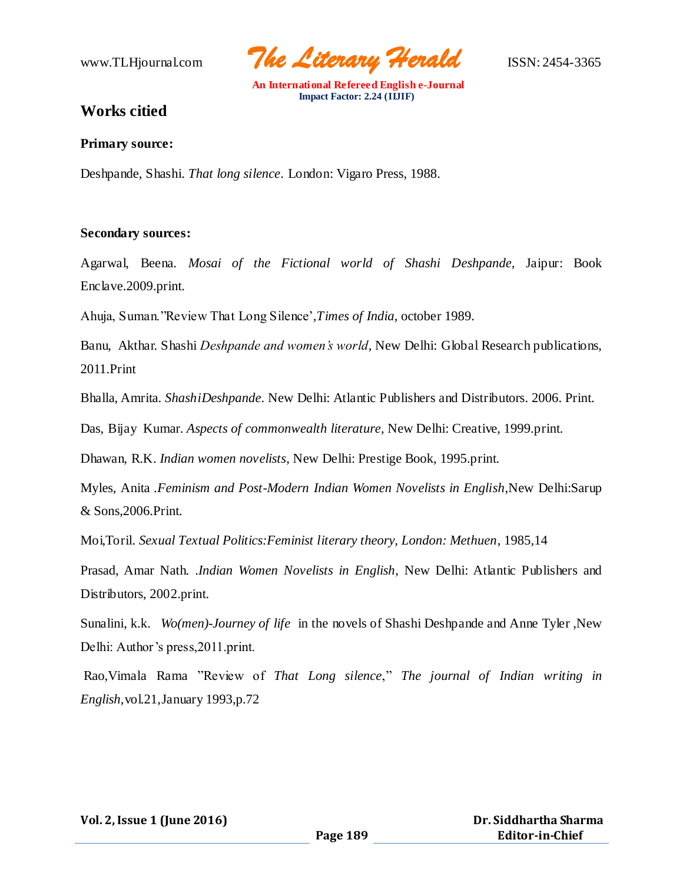## Works citied

**Primary source:**

Deshpande, Shashi. *That long silence*. London: Vigaro Press, 1988.

**Secondary sources:**

Agarwal, Beena. *Mosai of the Fictional world of Shashi Deshpande*, Jaipur: Book Enclave.2009.print.

Ahuja, Suman."Review That Long Silence',*Times of India*, october 1989.

Banu, Akthar. Shashi *Deshpande and women's world*, New Delhi: Global Research publications, 2011.Print

Bhalla, Amrita. *ShashiDeshpande*. New Delhi: Atlantic Publishers and Distributors. 2006. Print.

Das, Bijay Kumar. *Aspects of commonwealth literature*, New Delhi: Creative, 1999.print.

Dhawan, R.K. *Indian women novelists*, New Delhi: Prestige Book, 1995.print.

Myles, Anita .*Feminism and Post-Modern Indian Women Novelists in English*,New Delhi:Sarup & Sons,2006.Print.

Moi,Toril. *Sexual Textual Politics:Feminist literary theory, London: Methuen*, 1985,14

Prasad, Amar Nath. .*Indian Women Novelists in English*, New Delhi: Atlantic Publishers and Distributors, 2002.print.

Sunalini, k.k. *Wo(men)-Journey of life* in the novels of Shashi Deshpande and Anne Tyler ,New Delhi: Author's press,2011.print.

Rao,Vimala Rama "Review of *That Long silence*," *The journal of Indian writing in English*,vol.21,January 1993,p.72